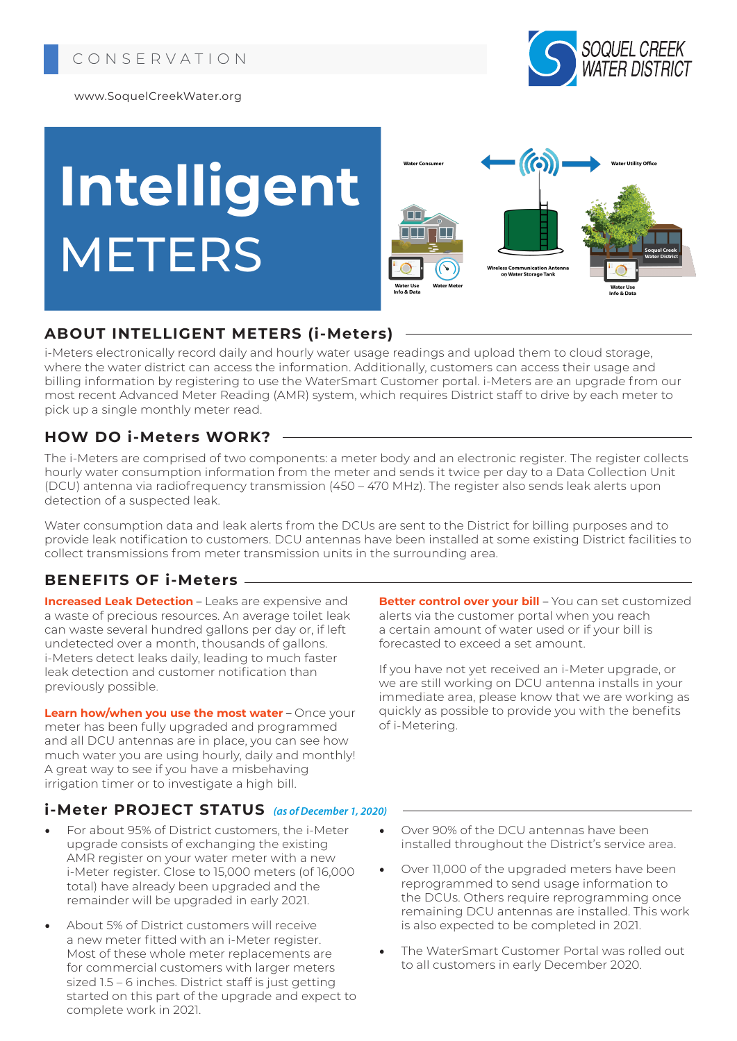CONSERVATION

www.SoquelCreekWater.org

SOQUEL CREEK WATER DISTRICT

# Intelligent METERS

Water Consumer

Water Utility Office

Water Use Info & Data

Water Meter

Wireless Communication Antenna on Water Storage Tank

Soquel Creek Water District

Water Use Info & Data

## ABOUT INTELLIGENT METERS (i-Meters)

i-Meters electronically record daily and hourly water usage readings and upload them to cloud storage, where the water district can access the information. Additionally, customers can access their usage and billing information by registering to use the WaterSmart Customer portal. i-Meters are an upgrade from our most recent Advanced Meter Reading (AMR) system, which requires District staff to drive by each meter to pick up a single monthly meter read.

## HOW DO i-Meters WORK?

The i-Meters are comprised of two components: a meter body and an electronic register. The register collects hourly water consumption information from the meter and sends it twice per day to a Data Collection Unit (DCU) antenna via radiofrequency transmission (450 – 470 MHz). The register also sends leak alerts upon detection of a suspected leak.

Water consumption data and leak alerts from the DCUs are sent to the District for billing purposes and to provide leak notification to customers. DCU antennas have been installed at some existing District facilities to collect transmissions from meter transmission units in the surrounding area.

## BENEFITS OF i-Meters

**Increased Leak Detection** – Leaks are expensive and a waste of precious resources. An average toilet leak can waste several hundred gallons per day or, if left undetected over a month, thousands of gallons. i-Meters detect leaks daily, leading to much faster leak detection and customer notification than previously possible.

**Learn how/when you use the most water** – Once your meter has been fully upgraded and programmed and all DCU antennas are in place, you can see how much water you are using hourly, daily and monthly! A great way to see if you have a misbehaving irrigation timer or to investigate a high bill.

**Better control over your bill** – You can set customized alerts via the customer portal when you reach a certain amount of water used or if your bill is forecasted to exceed a set amount.

If you have not yet received an i-Meter upgrade, or we are still working on DCU antenna installs in your immediate area, please know that we are working as quickly as possible to provide you with the benefits of i-Metering.

## i-Meter PROJECT STATUS *(as of December 1, 2020)*

- For about 95% of District customers, the i-Meter upgrade consists of exchanging the existing AMR register on your water meter with a new i-Meter register. Close to 15,000 meters (of 16,000 total) have already been upgraded and the remainder will be upgraded in early 2021.
- About 5% of District customers will receive a new meter fitted with an i-Meter register. Most of these whole meter replacements are for commercial customers with larger meters sized 1.5 – 6 inches. District staff is just getting started on this part of the upgrade and expect to complete work in 2021.
- Over 90% of the DCU antennas have been installed throughout the District's service area.
- Over 11,000 of the upgraded meters have been reprogrammed to send usage information to the DCUs. Others require reprogramming once remaining DCU antennas are installed. This work is also expected to be completed in 2021.
- The WaterSmart Customer Portal was rolled out to all customers in early December 2020.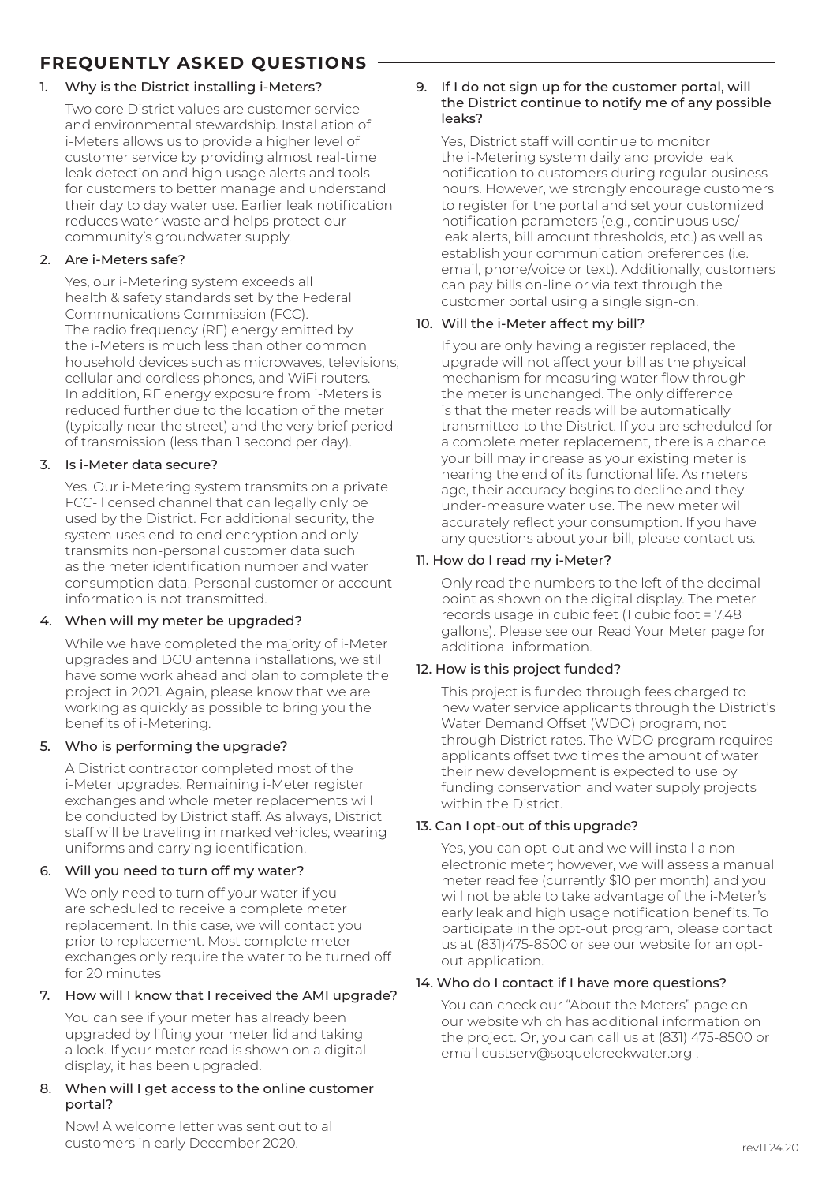## FREQUENTLY ASKED QUESTIONS

1. Why is the District installing i-Meters?

   Two core District values are customer service and environmental stewardship. Installation of i-Meters allows us to provide a higher level of customer service by providing almost real-time leak detection and high usage alerts and tools for customers to better manage and understand their day to day water use. Earlier leak notification reduces water waste and helps protect our community's groundwater supply.

2. Are i-Meters safe?

   Yes, our i-Metering system exceeds all health & safety standards set by the Federal Communications Commission (FCC). The radio frequency (RF) energy emitted by the i-Meters is much less than other common household devices such as microwaves, televisions, cellular and cordless phones, and WiFi routers. In addition, RF energy exposure from i-Meters is reduced further due to the location of the meter (typically near the street) and the very brief period of transmission (less than 1 second per day).

3. Is i-Meter data secure?

   Yes. Our i-Metering system transmits on a private FCC- licensed channel that can legally only be used by the District. For additional security, the system uses end-to end encryption and only transmits non-personal customer data such as the meter identification number and water consumption data. Personal customer or account information is not transmitted.

4. When will my meter be upgraded?

   While we have completed the majority of i-Meter upgrades and DCU antenna installations, we still have some work ahead and plan to complete the project in 2021. Again, please know that we are working as quickly as possible to bring you the benefits of i-Metering.

5. Who is performing the upgrade?

   A District contractor completed most of the i-Meter upgrades. Remaining i-Meter register exchanges and whole meter replacements will be conducted by District staff. As always, District staff will be traveling in marked vehicles, wearing uniforms and carrying identification.

6. Will you need to turn off my water?

   We only need to turn off your water if you are scheduled to receive a complete meter replacement. In this case, we will contact you prior to replacement. Most complete meter exchanges only require the water to be turned off for 20 minutes

7. How will I know that I received the AMI upgrade?

   You can see if your meter has already been upgraded by lifting your meter lid and taking a look. If your meter read is shown on a digital display, it has been upgraded.

8. When will I get access to the online customer portal?

   Now! A welcome letter was sent out to all customers in early December 2020.

9. If I do not sign up for the customer portal, will the District continue to notify me of any possible leaks?

   Yes, District staff will continue to monitor the i-Metering system daily and provide leak notification to customers during regular business hours. However, we strongly encourage customers to register for the portal and set your customized notification parameters (e.g., continuous use/ leak alerts, bill amount thresholds, etc.) as well as establish your communication preferences (i.e. email, phone/voice or text). Additionally, customers can pay bills on-line or via text through the customer portal using a single sign-on.

10. Will the i-Meter affect my bill?

    If you are only having a register replaced, the upgrade will not affect your bill as the physical mechanism for measuring water flow through the meter is unchanged. The only difference is that the meter reads will be automatically transmitted to the District. If you are scheduled for a complete meter replacement, there is a chance your bill may increase as your existing meter is nearing the end of its functional life. As meters age, their accuracy begins to decline and they under-measure water use. The new meter will accurately reflect your consumption. If you have any questions about your bill, please contact us.

11. How do I read my i-Meter?

    Only read the numbers to the left of the decimal point as shown on the digital display. The meter records usage in cubic feet (1 cubic foot = 7.48 gallons). Please see our Read Your Meter page for additional information.

12. How is this project funded?

    This project is funded through fees charged to new water service applicants through the District's Water Demand Offset (WDO) program, not through District rates. The WDO program requires applicants offset two times the amount of water their new development is expected to use by funding conservation and water supply projects within the District.

13. Can I opt-out of this upgrade?

    Yes, you can opt-out and we will install a non-electronic meter; however, we will assess a manual meter read fee (currently $10 per month) and you will not be able to take advantage of the i-Meter's early leak and high usage notification benefits. To participate in the opt-out program, please contact us at (831)475-8500 or see our website for an opt-out application.

14. Who do I contact if I have more questions?

    You can check our "About the Meters" page on our website which has additional information on the project. Or, you can call us at (831) 475-8500 or email custserv@soquelcreekwater.org .

rev11.24.20